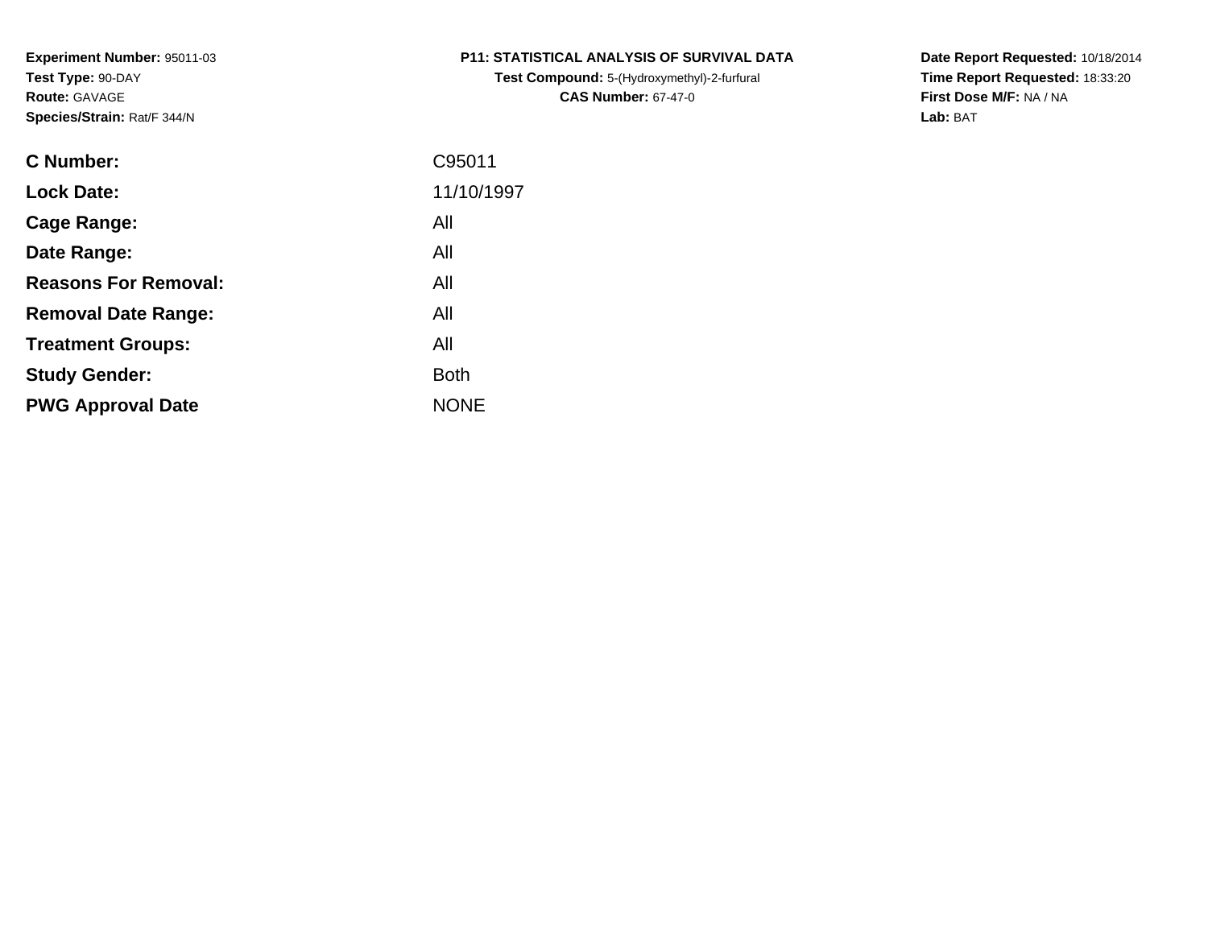**Experiment Number:** 95011-03
**Test Type:** 90-DAY
**Route:** GAVAGE
**Species/Strain:** Rat/F 344/N

**P11: STATISTICAL ANALYSIS OF SURVIVAL DATA**
**Test Compound:** 5-(Hydroxymethyl)-2-furfural
**CAS Number:** 67-47-0

**Date Report Requested:** 10/18/2014
**Time Report Requested:** 18:33:20
**First Dose M/F:** NA / NA
**Lab:** BAT

| | |
|---|---|
| **C Number:** | C95011 |
| **Lock Date:** | 11/10/1997 |
| **Cage Range:** | All |
| **Date Range:** | All |
| **Reasons For Removal:** | All |
| **Removal Date Range:** | All |
| **Treatment Groups:** | All |
| **Study Gender:** | Both |
| **PWG Approval Date** | NONE |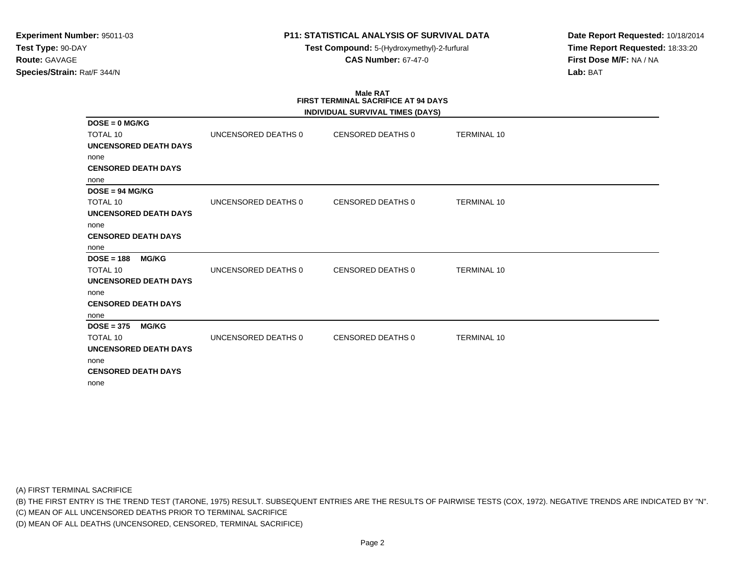**Experiment Number:** 95011-03
**Test Type:** 90-DAY
**Route:** GAVAGE
**Species/Strain:** Rat/F 344/N

**P11: STATISTICAL ANALYSIS OF SURVIVAL DATA**
**Test Compound:** 5-(Hydroxymethyl)-2-furfural
**CAS Number:** 67-47-0

**Date Report Requested:** 10/18/2014
**Time Report Requested:** 18:33:20
**First Dose M/F:** NA / NA
**Lab:** BAT

**Male RAT**
**FIRST TERMINAL SACRIFICE AT 94 DAYS**
**INDIVIDUAL SURVIVAL TIMES (DAYS)**

**DOSE = 0 MG/KG**

| TOTAL 10 | UNCENSORED DEATHS 0 | CENSORED DEATHS 0 | TERMINAL 10 |
|---|---|---|---|

**UNCENSORED DEATH DAYS**
none
**CENSORED DEATH DAYS**
none

**DOSE = 94 MG/KG**

| TOTAL 10 | UNCENSORED DEATHS 0 | CENSORED DEATHS 0 | TERMINAL 10 |
|---|---|---|---|

**UNCENSORED DEATH DAYS**
none
**CENSORED DEATH DAYS**
none

**DOSE = 188 MG/KG**

| TOTAL 10 | UNCENSORED DEATHS 0 | CENSORED DEATHS 0 | TERMINAL 10 |
|---|---|---|---|

**UNCENSORED DEATH DAYS**
none
**CENSORED DEATH DAYS**
none

**DOSE = 375 MG/KG**

| TOTAL 10 | UNCENSORED DEATHS 0 | CENSORED DEATHS 0 | TERMINAL 10 |
|---|---|---|---|

**UNCENSORED DEATH DAYS**
none
**CENSORED DEATH DAYS**
none

(A) FIRST TERMINAL SACRIFICE
(B) THE FIRST ENTRY IS THE TREND TEST (TARONE, 1975) RESULT. SUBSEQUENT ENTRIES ARE THE RESULTS OF PAIRWISE TESTS (COX, 1972). NEGATIVE TRENDS ARE INDICATED BY "N".
(C) MEAN OF ALL UNCENSORED DEATHS PRIOR TO TERMINAL SACRIFICE
(D) MEAN OF ALL DEATHS (UNCENSORED, CENSORED, TERMINAL SACRIFICE)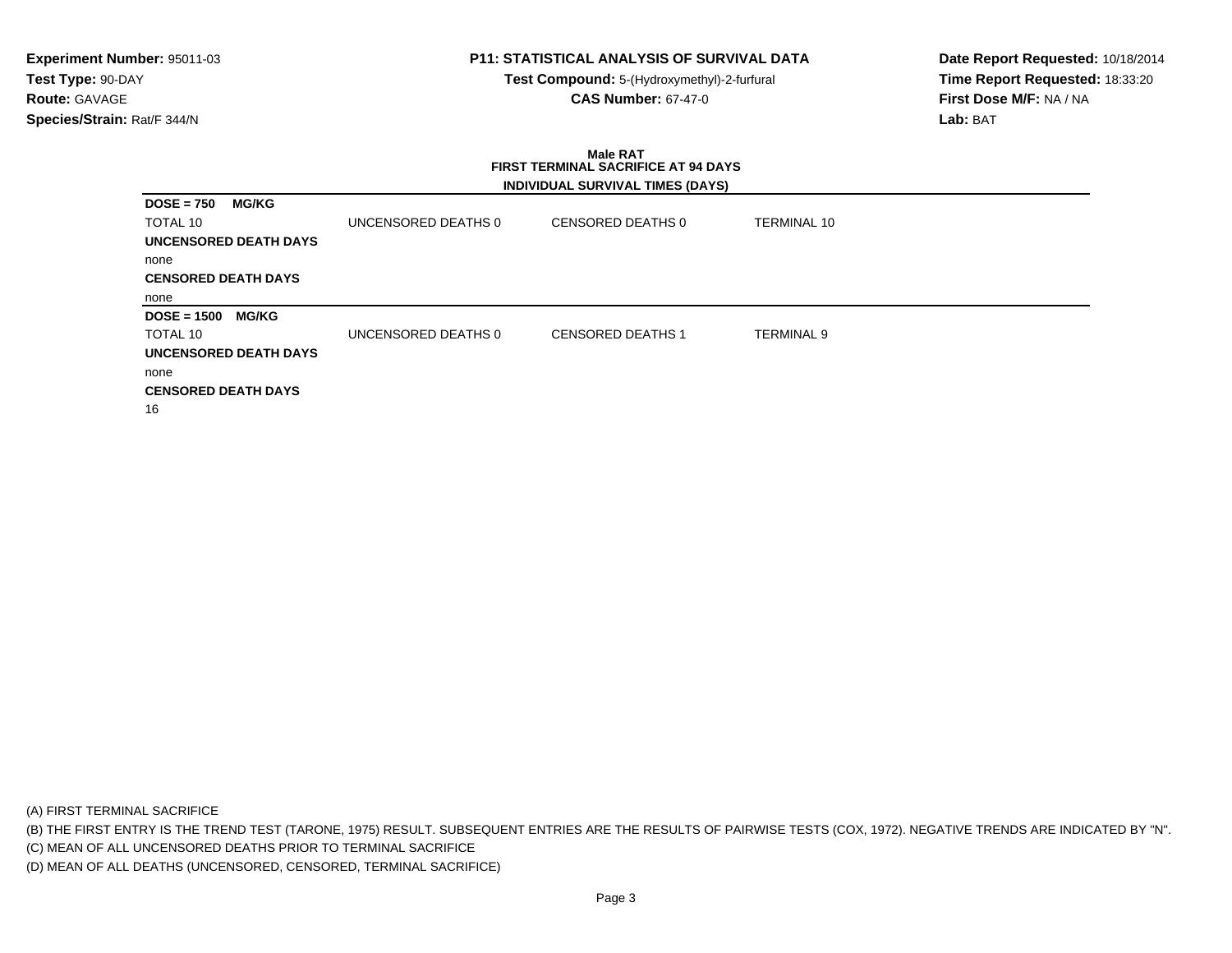**Experiment Number:** 95011-03
**Test Type:** 90-DAY
**Route:** GAVAGE
**Species/Strain:** Rat/F 344/N

## P11: STATISTICAL ANALYSIS OF SURVIVAL DATA

**Test Compound:** 5-(Hydroxymethyl)-2-furfural
**CAS Number:** 67-47-0

**Date Report Requested:** 10/18/2014
**Time Report Requested:** 18:33:20
**First Dose M/F:** NA / NA
**Lab:** BAT

### Male RAT
### FIRST TERMINAL SACRIFICE AT 94 DAYS
### INDIVIDUAL SURVIVAL TIMES (DAYS)

**DOSE = 750 MG/KG**

| TOTAL 10 | UNCENSORED DEATHS 0 | CENSORED DEATHS 0 | TERMINAL 10 |
|---|---|---|---|

**UNCENSORED DEATH DAYS**

none

**CENSORED DEATH DAYS**

none

**DOSE = 1500 MG/KG**

| TOTAL 10 | UNCENSORED DEATHS 0 | CENSORED DEATHS 1 | TERMINAL 9 |
|---|---|---|---|

**UNCENSORED DEATH DAYS**

none

**CENSORED DEATH DAYS**

16

(A) FIRST TERMINAL SACRIFICE
(B) THE FIRST ENTRY IS THE TREND TEST (TARONE, 1975) RESULT. SUBSEQUENT ENTRIES ARE THE RESULTS OF PAIRWISE TESTS (COX, 1972). NEGATIVE TRENDS ARE INDICATED BY "N".
(C) MEAN OF ALL UNCENSORED DEATHS PRIOR TO TERMINAL SACRIFICE
(D) MEAN OF ALL DEATHS (UNCENSORED, CENSORED, TERMINAL SACRIFICE)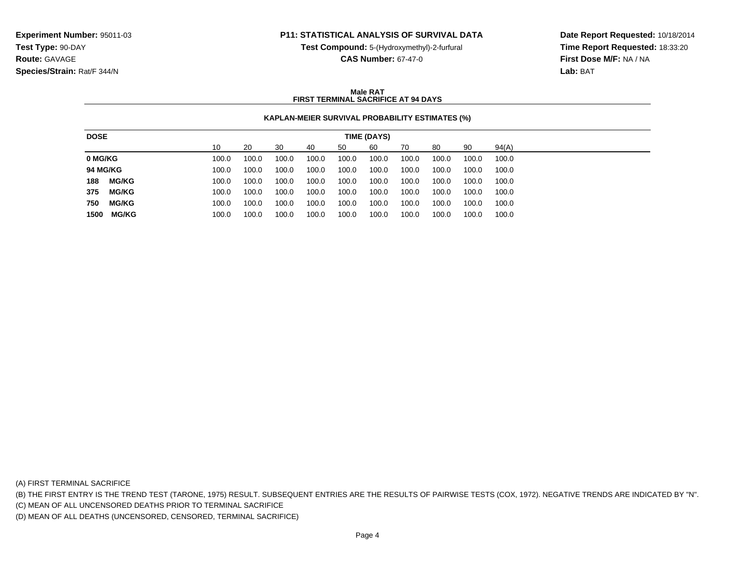**Experiment Number:** 95011-03
**Test Type:** 90-DAY
**Route:** GAVAGE
**Species/Strain:** Rat/F 344/N

**P11: STATISTICAL ANALYSIS OF SURVIVAL DATA**
**Test Compound:** 5-(Hydroxymethyl)-2-furfural
**CAS Number:** 67-47-0

**Date Report Requested:** 10/18/2014
**Time Report Requested:** 18:33:20
**First Dose M/F:** NA / NA
**Lab:** BAT

**Male RAT**
**FIRST TERMINAL SACRIFICE AT 94 DAYS**

**KAPLAN-MEIER SURVIVAL PROBABILITY ESTIMATES (%)**

| DOSE | TIME (DAYS) | | | | | | | | | |
|---|---|---|---|---|---|---|---|---|---|---|
| | 10 | 20 | 30 | 40 | 50 | 60 | 70 | 80 | 90 | 94(A) |
| **0 MG/KG** | 100.0 | 100.0 | 100.0 | 100.0 | 100.0 | 100.0 | 100.0 | 100.0 | 100.0 | 100.0 |
| **94 MG/KG** | 100.0 | 100.0 | 100.0 | 100.0 | 100.0 | 100.0 | 100.0 | 100.0 | 100.0 | 100.0 |
| **188 MG/KG** | 100.0 | 100.0 | 100.0 | 100.0 | 100.0 | 100.0 | 100.0 | 100.0 | 100.0 | 100.0 |
| **375 MG/KG** | 100.0 | 100.0 | 100.0 | 100.0 | 100.0 | 100.0 | 100.0 | 100.0 | 100.0 | 100.0 |
| **750 MG/KG** | 100.0 | 100.0 | 100.0 | 100.0 | 100.0 | 100.0 | 100.0 | 100.0 | 100.0 | 100.0 |
| **1500 MG/KG** | 100.0 | 100.0 | 100.0 | 100.0 | 100.0 | 100.0 | 100.0 | 100.0 | 100.0 | 100.0 |

(A) FIRST TERMINAL SACRIFICE
(B) THE FIRST ENTRY IS THE TREND TEST (TARONE, 1975) RESULT. SUBSEQUENT ENTRIES ARE THE RESULTS OF PAIRWISE TESTS (COX, 1972). NEGATIVE TRENDS ARE INDICATED BY "N".
(C) MEAN OF ALL UNCENSORED DEATHS PRIOR TO TERMINAL SACRIFICE
(D) MEAN OF ALL DEATHS (UNCENSORED, CENSORED, TERMINAL SACRIFICE)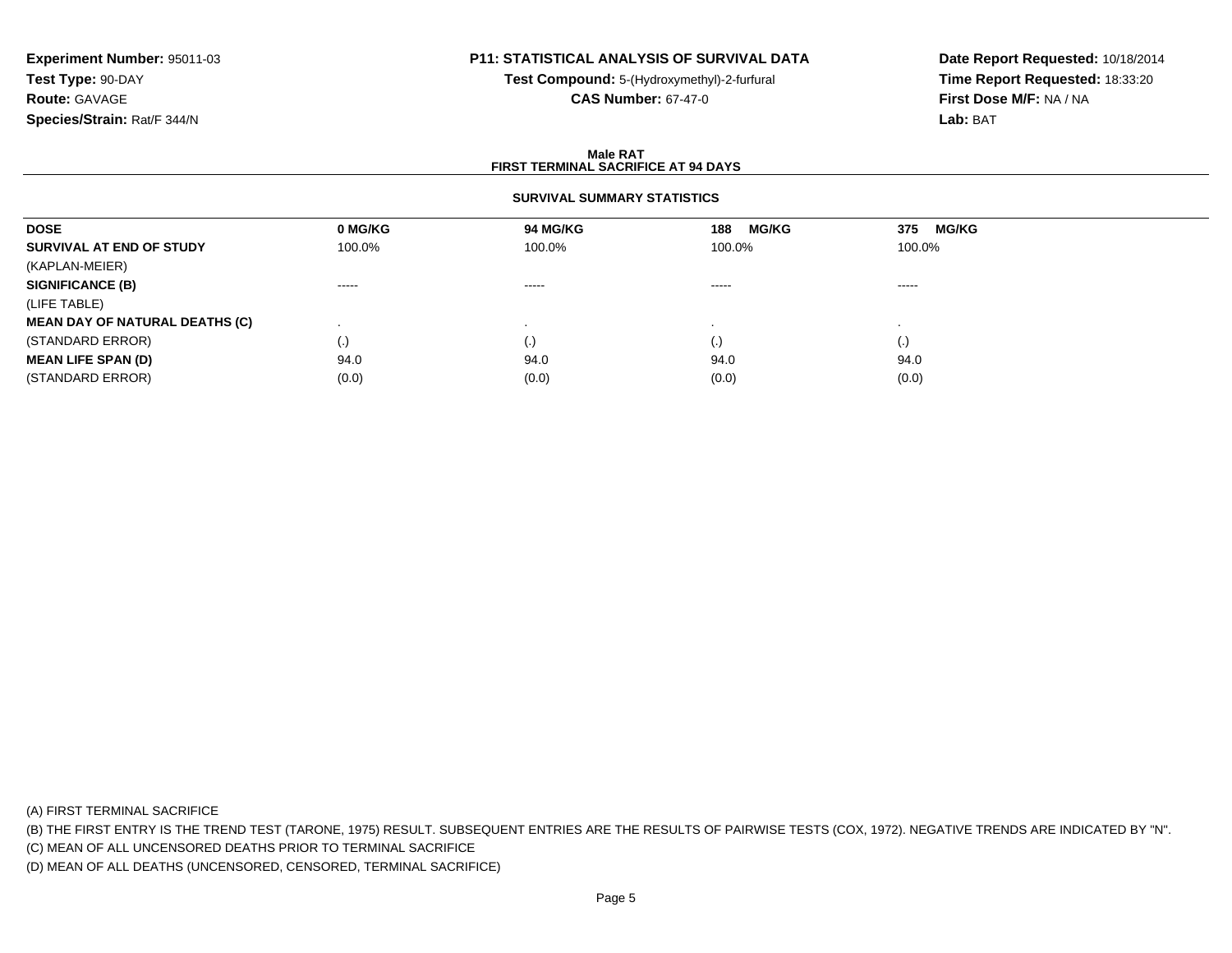**Experiment Number:** 95011-03
**Test Type:** 90-DAY
**Route:** GAVAGE
**Species/Strain:** Rat/F 344/N

**P11: STATISTICAL ANALYSIS OF SURVIVAL DATA**
**Test Compound:** 5-(Hydroxymethyl)-2-furfural
**CAS Number:** 67-47-0

**Date Report Requested:** 10/18/2014
**Time Report Requested:** 18:33:20
**First Dose M/F:** NA / NA
**Lab:** BAT

## Male RAT
## FIRST TERMINAL SACRIFICE AT 94 DAYS

### SURVIVAL SUMMARY STATISTICS

| DOSE | 0 MG/KG | 94 MG/KG | 188 MG/KG | 375 MG/KG |
|---|---|---|---|---|
| **SURVIVAL AT END OF STUDY** | 100.0% | 100.0% | 100.0% | 100.0% |
| (KAPLAN-MEIER) | | | | |
| **SIGNIFICANCE (B)** | ----- | ----- | ----- | ----- |
| (LIFE TABLE) | | | | |
| **MEAN DAY OF NATURAL DEATHS (C)** | . | . | . | . |
| (STANDARD ERROR) | (.) | (.) | (.) | (.) |
| **MEAN LIFE SPAN (D)** | 94.0 | 94.0 | 94.0 | 94.0 |
| (STANDARD ERROR) | (0.0) | (0.0) | (0.0) | (0.0) |

(A) FIRST TERMINAL SACRIFICE
(B) THE FIRST ENTRY IS THE TREND TEST (TARONE, 1975) RESULT. SUBSEQUENT ENTRIES ARE THE RESULTS OF PAIRWISE TESTS (COX, 1972). NEGATIVE TRENDS ARE INDICATED BY "N".
(C) MEAN OF ALL UNCENSORED DEATHS PRIOR TO TERMINAL SACRIFICE
(D) MEAN OF ALL DEATHS (UNCENSORED, CENSORED, TERMINAL SACRIFICE)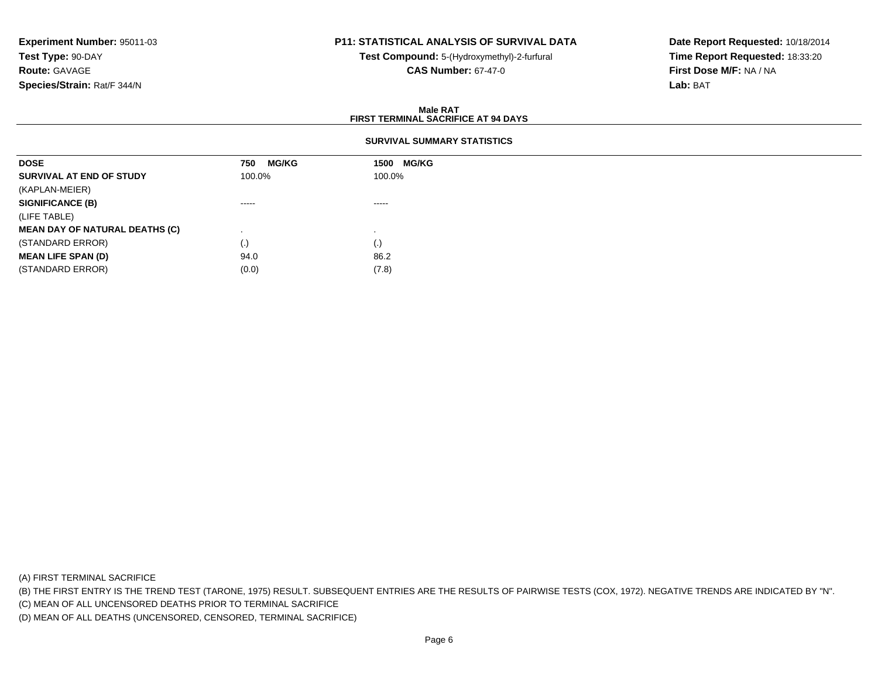**Experiment Number:** 95011-03
**Test Type:** 90-DAY
**Route:** GAVAGE
**Species/Strain:** Rat/F 344/N

**P11: STATISTICAL ANALYSIS OF SURVIVAL DATA**
**Test Compound:** 5-(Hydroxymethyl)-2-furfural
**CAS Number:** 67-47-0

**Date Report Requested:** 10/18/2014
**Time Report Requested:** 18:33:20
**First Dose M/F:** NA / NA
**Lab:** BAT

**Male RAT**
**FIRST TERMINAL SACRIFICE AT 94 DAYS**

**SURVIVAL SUMMARY STATISTICS**

| DOSE | 750 MG/KG | 1500 MG/KG |
|---|---|---|
| **SURVIVAL AT END OF STUDY** | 100.0% | 100.0% |
| (KAPLAN-MEIER) | | |
| **SIGNIFICANCE (B)** | ----- | ----- |
| (LIFE TABLE) | | |
| **MEAN DAY OF NATURAL DEATHS (C)** | . | . |
| (STANDARD ERROR) | (.) | (.) |
| **MEAN LIFE SPAN (D)** | 94.0 | 86.2 |
| (STANDARD ERROR) | (0.0) | (7.8) |

(A) FIRST TERMINAL SACRIFICE

(B) THE FIRST ENTRY IS THE TREND TEST (TARONE, 1975) RESULT. SUBSEQUENT ENTRIES ARE THE RESULTS OF PAIRWISE TESTS (COX, 1972). NEGATIVE TRENDS ARE INDICATED BY "N".

(C) MEAN OF ALL UNCENSORED DEATHS PRIOR TO TERMINAL SACRIFICE

(D) MEAN OF ALL DEATHS (UNCENSORED, CENSORED, TERMINAL SACRIFICE)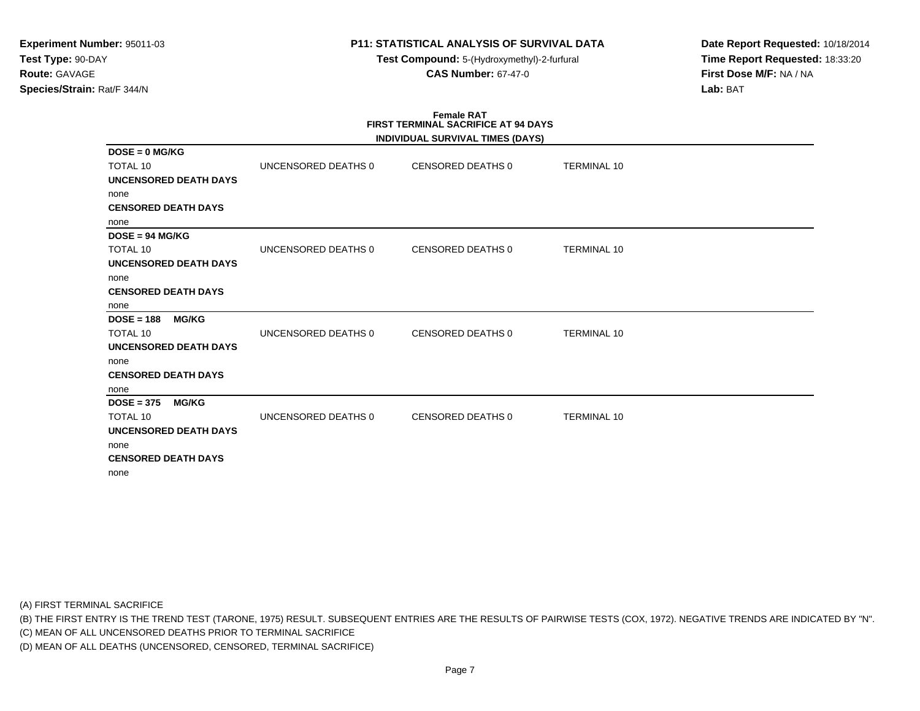**Experiment Number:** 95011-03
**Test Type:** 90-DAY
**Route:** GAVAGE
**Species/Strain:** Rat/F 344/N

**P11: STATISTICAL ANALYSIS OF SURVIVAL DATA**
**Test Compound:** 5-(Hydroxymethyl)-2-furfural
**CAS Number:** 67-47-0

**Date Report Requested:** 10/18/2014
**Time Report Requested:** 18:33:20
**First Dose M/F:** NA / NA
**Lab:** BAT

**Female RAT**
**FIRST TERMINAL SACRIFICE AT 94 DAYS**
**INDIVIDUAL SURVIVAL TIMES (DAYS)**

**DOSE = 0 MG/KG**

| TOTAL 10 | UNCENSORED DEATHS 0 | CENSORED DEATHS 0 | TERMINAL 10 |
|---|---|---|---|

**UNCENSORED DEATH DAYS**
none
**CENSORED DEATH DAYS**
none

**DOSE = 94 MG/KG**

| TOTAL 10 | UNCENSORED DEATHS 0 | CENSORED DEATHS 0 | TERMINAL 10 |
|---|---|---|---|

**UNCENSORED DEATH DAYS**
none
**CENSORED DEATH DAYS**
none

**DOSE = 188 MG/KG**

| TOTAL 10 | UNCENSORED DEATHS 0 | CENSORED DEATHS 0 | TERMINAL 10 |
|---|---|---|---|

**UNCENSORED DEATH DAYS**
none
**CENSORED DEATH DAYS**
none

**DOSE = 375 MG/KG**

| TOTAL 10 | UNCENSORED DEATHS 0 | CENSORED DEATHS 0 | TERMINAL 10 |
|---|---|---|---|

**UNCENSORED DEATH DAYS**
none
**CENSORED DEATH DAYS**
none

(A) FIRST TERMINAL SACRIFICE
(B) THE FIRST ENTRY IS THE TREND TEST (TARONE, 1975) RESULT. SUBSEQUENT ENTRIES ARE THE RESULTS OF PAIRWISE TESTS (COX, 1972). NEGATIVE TRENDS ARE INDICATED BY "N".
(C) MEAN OF ALL UNCENSORED DEATHS PRIOR TO TERMINAL SACRIFICE
(D) MEAN OF ALL DEATHS (UNCENSORED, CENSORED, TERMINAL SACRIFICE)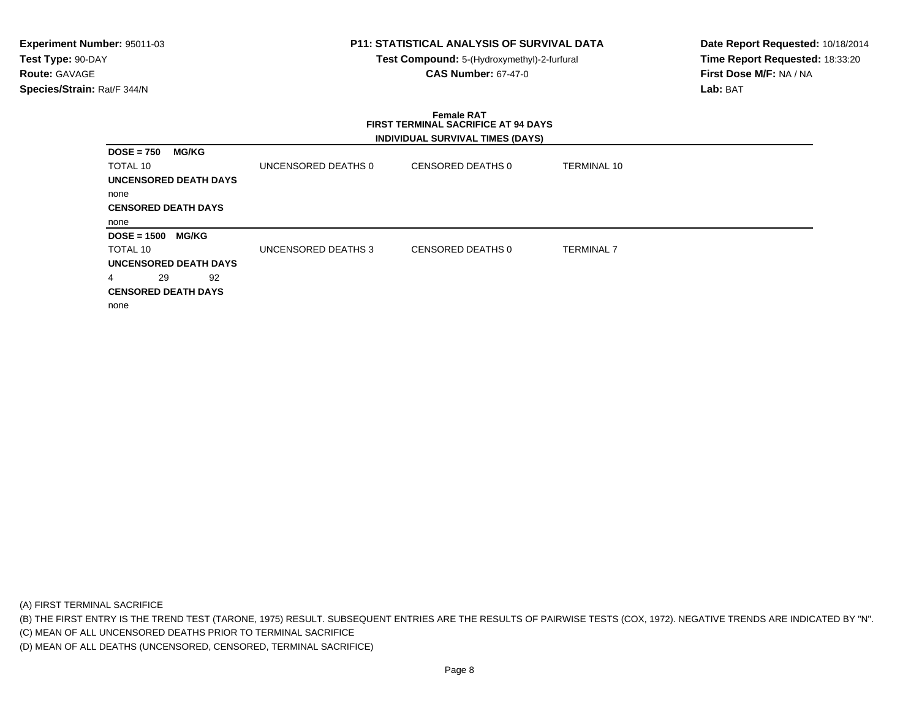**Experiment Number:** 95011-03
**Test Type:** 90-DAY
**Route:** GAVAGE
**Species/Strain:** Rat/F 344/N

**P11: STATISTICAL ANALYSIS OF SURVIVAL DATA**
**Test Compound:** 5-(Hydroxymethyl)-2-furfural
**CAS Number:** 67-47-0

**Date Report Requested:** 10/18/2014
**Time Report Requested:** 18:33:20
**First Dose M/F:** NA / NA
**Lab:** BAT

## Female RAT
## FIRST TERMINAL SACRIFICE AT 94 DAYS
### INDIVIDUAL SURVIVAL TIMES (DAYS)

**DOSE = 750 MG/KG**

| TOTAL 10 | UNCENSORED DEATHS 0 | CENSORED DEATHS 0 | TERMINAL 10 |
|---|---|---|---|

**UNCENSORED DEATH DAYS**

none

**CENSORED DEATH DAYS**

none

**DOSE = 1500 MG/KG**

| TOTAL 10 | UNCENSORED DEATHS 3 | CENSORED DEATHS 0 | TERMINAL 7 |
|---|---|---|---|

**UNCENSORED DEATH DAYS**

4 29 92

**CENSORED DEATH DAYS**

none

(A) FIRST TERMINAL SACRIFICE
(B) THE FIRST ENTRY IS THE TREND TEST (TARONE, 1975) RESULT. SUBSEQUENT ENTRIES ARE THE RESULTS OF PAIRWISE TESTS (COX, 1972). NEGATIVE TRENDS ARE INDICATED BY "N".
(C) MEAN OF ALL UNCENSORED DEATHS PRIOR TO TERMINAL SACRIFICE
(D) MEAN OF ALL DEATHS (UNCENSORED, CENSORED, TERMINAL SACRIFICE)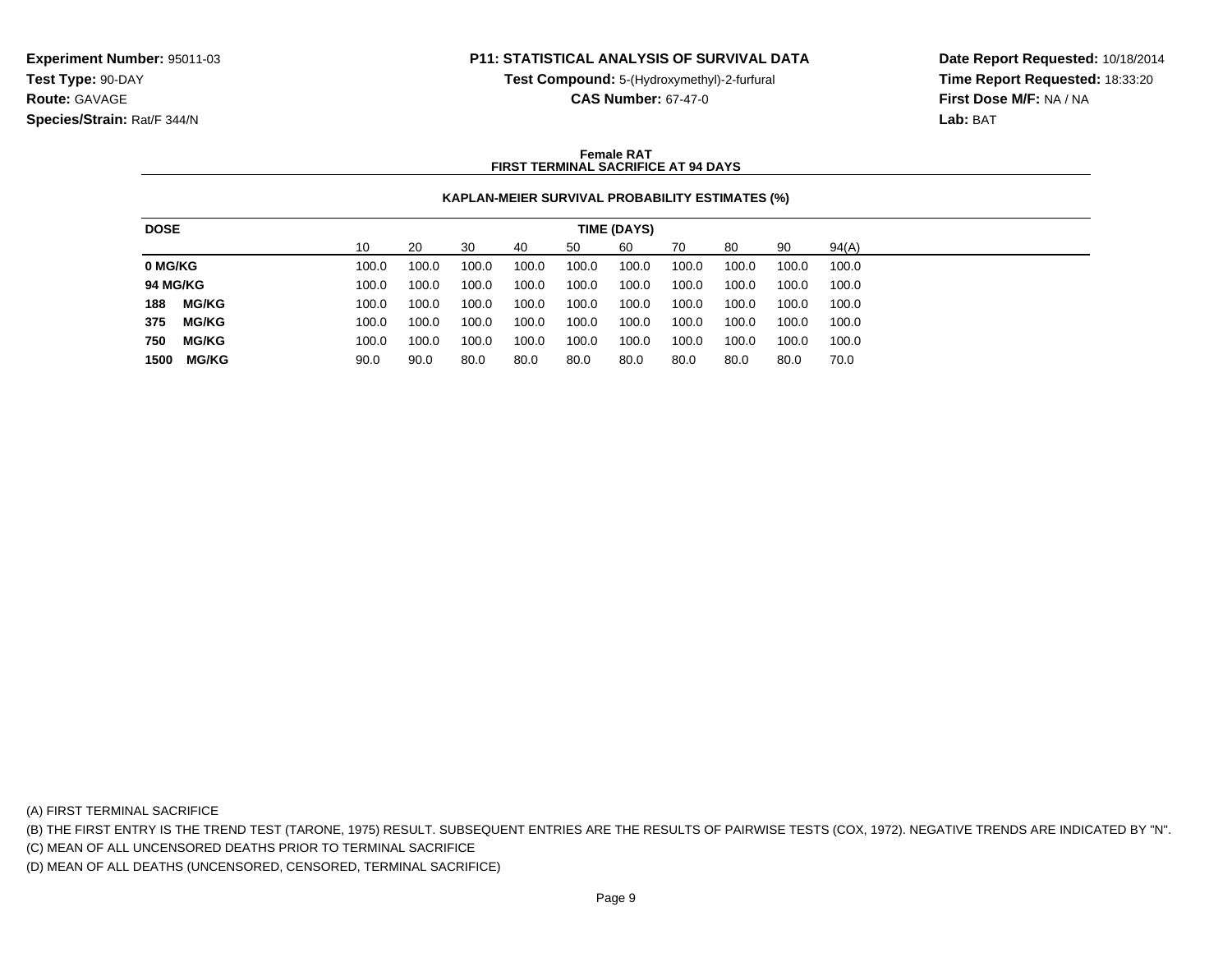**Experiment Number:** 95011-03
**Test Type:** 90-DAY
**Route:** GAVAGE
**Species/Strain:** Rat/F 344/N

**P11: STATISTICAL ANALYSIS OF SURVIVAL DATA**
**Test Compound:** 5-(Hydroxymethyl)-2-furfural
**CAS Number:** 67-47-0

**Date Report Requested:** 10/18/2014
**Time Report Requested:** 18:33:20
**First Dose M/F:** NA / NA
**Lab:** BAT

**Female RAT**
**FIRST TERMINAL SACRIFICE AT 94 DAYS**

**KAPLAN-MEIER SURVIVAL PROBABILITY ESTIMATES (%)**

| DOSE | TIME (DAYS) | | | | | | | | | |
|---|---|---|---|---|---|---|---|---|---|---|
| | 10 | 20 | 30 | 40 | 50 | 60 | 70 | 80 | 90 | 94(A) |
| **0 MG/KG** | 100.0 | 100.0 | 100.0 | 100.0 | 100.0 | 100.0 | 100.0 | 100.0 | 100.0 | 100.0 |
| **94 MG/KG** | 100.0 | 100.0 | 100.0 | 100.0 | 100.0 | 100.0 | 100.0 | 100.0 | 100.0 | 100.0 |
| **188 MG/KG** | 100.0 | 100.0 | 100.0 | 100.0 | 100.0 | 100.0 | 100.0 | 100.0 | 100.0 | 100.0 |
| **375 MG/KG** | 100.0 | 100.0 | 100.0 | 100.0 | 100.0 | 100.0 | 100.0 | 100.0 | 100.0 | 100.0 |
| **750 MG/KG** | 100.0 | 100.0 | 100.0 | 100.0 | 100.0 | 100.0 | 100.0 | 100.0 | 100.0 | 100.0 |
| **1500 MG/KG** | 90.0 | 90.0 | 80.0 | 80.0 | 80.0 | 80.0 | 80.0 | 80.0 | 80.0 | 70.0 |

(A) FIRST TERMINAL SACRIFICE
(B) THE FIRST ENTRY IS THE TREND TEST (TARONE, 1975) RESULT. SUBSEQUENT ENTRIES ARE THE RESULTS OF PAIRWISE TESTS (COX, 1972). NEGATIVE TRENDS ARE INDICATED BY "N".
(C) MEAN OF ALL UNCENSORED DEATHS PRIOR TO TERMINAL SACRIFICE
(D) MEAN OF ALL DEATHS (UNCENSORED, CENSORED, TERMINAL SACRIFICE)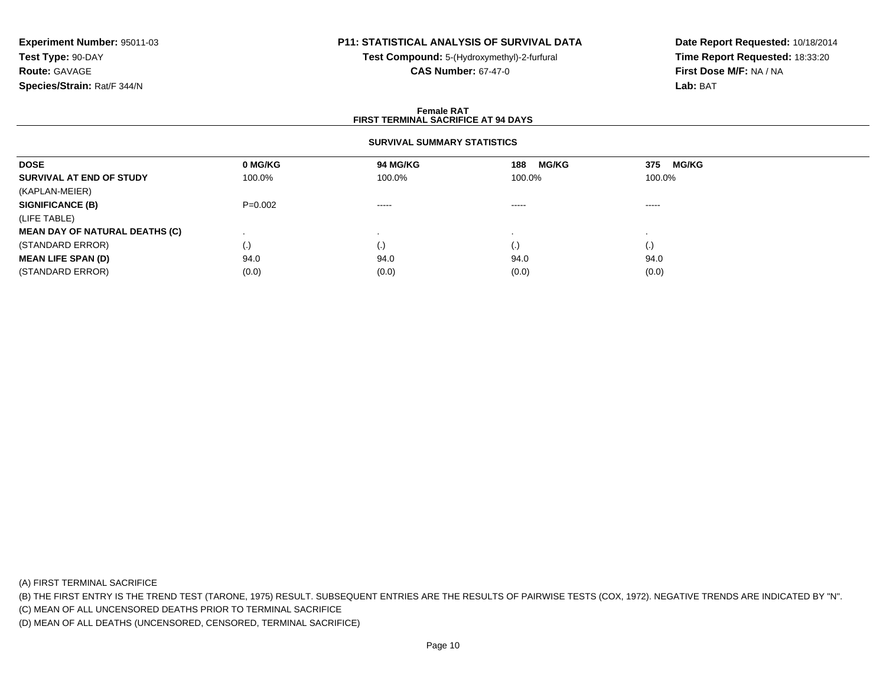**Experiment Number:** 95011-03
**Test Type:** 90-DAY
**Route:** GAVAGE
**Species/Strain:** Rat/F 344/N

**P11: STATISTICAL ANALYSIS OF SURVIVAL DATA**
**Test Compound:** 5-(Hydroxymethyl)-2-furfural
**CAS Number:** 67-47-0

**Date Report Requested:** 10/18/2014
**Time Report Requested:** 18:33:20
**First Dose M/F:** NA / NA
**Lab:** BAT

**Female RAT**
**FIRST TERMINAL SACRIFICE AT 94 DAYS**

**SURVIVAL SUMMARY STATISTICS**

| DOSE | 0 MG/KG | 94 MG/KG | 188 MG/KG | 375 MG/KG |
|---|---|---|---|---|
| **SURVIVAL AT END OF STUDY** | 100.0% | 100.0% | 100.0% | 100.0% |
| (KAPLAN-MEIER) | | | | |
| **SIGNIFICANCE (B)** | P=0.002 | ----- | ----- | ----- |
| (LIFE TABLE) | | | | |
| **MEAN DAY OF NATURAL DEATHS (C)** | . | . | . | . |
| (STANDARD ERROR) | (.) | (.) | (.) | (.) |
| **MEAN LIFE SPAN (D)** | 94.0 | 94.0 | 94.0 | 94.0 |
| (STANDARD ERROR) | (0.0) | (0.0) | (0.0) | (0.0) |

(A) FIRST TERMINAL SACRIFICE
(B) THE FIRST ENTRY IS THE TREND TEST (TARONE, 1975) RESULT. SUBSEQUENT ENTRIES ARE THE RESULTS OF PAIRWISE TESTS (COX, 1972). NEGATIVE TRENDS ARE INDICATED BY "N".
(C) MEAN OF ALL UNCENSORED DEATHS PRIOR TO TERMINAL SACRIFICE
(D) MEAN OF ALL DEATHS (UNCENSORED, CENSORED, TERMINAL SACRIFICE)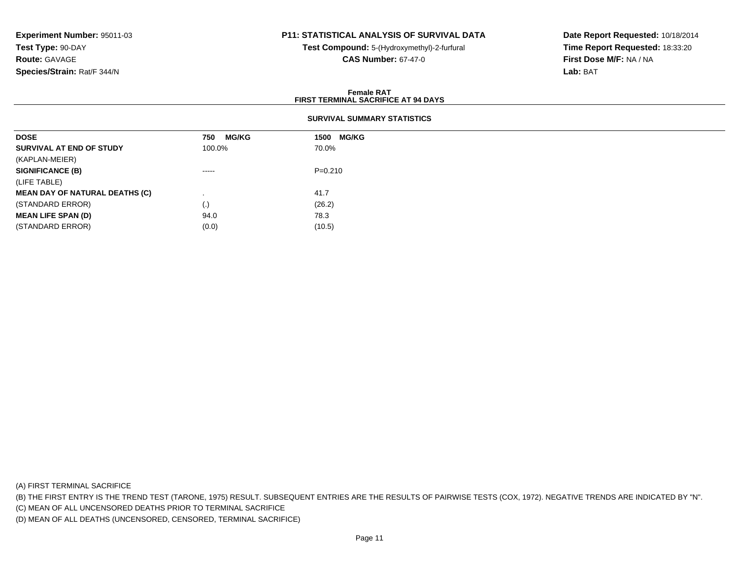**Experiment Number:** 95011-03
**Test Type:** 90-DAY
**Route:** GAVAGE
**Species/Strain:** Rat/F 344/N

**P11: STATISTICAL ANALYSIS OF SURVIVAL DATA**
**Test Compound:** 5-(Hydroxymethyl)-2-furfural
**CAS Number:** 67-47-0

**Date Report Requested:** 10/18/2014
**Time Report Requested:** 18:33:20
**First Dose M/F:** NA / NA
**Lab:** BAT

**Female RAT**
**FIRST TERMINAL SACRIFICE AT 94 DAYS**

**SURVIVAL SUMMARY STATISTICS**

| DOSE | 750 MG/KG | 1500 MG/KG |
|---|---|---|
| **SURVIVAL AT END OF STUDY** | 100.0% | 70.0% |
| (KAPLAN-MEIER) | | |
| **SIGNIFICANCE (B)** | ----- | P=0.210 |
| (LIFE TABLE) | | |
| **MEAN DAY OF NATURAL DEATHS (C)** | . | 41.7 |
| (STANDARD ERROR) | (.) | (26.2) |
| **MEAN LIFE SPAN (D)** | 94.0 | 78.3 |
| (STANDARD ERROR) | (0.0) | (10.5) |

(A) FIRST TERMINAL SACRIFICE
(B) THE FIRST ENTRY IS THE TREND TEST (TARONE, 1975) RESULT. SUBSEQUENT ENTRIES ARE THE RESULTS OF PAIRWISE TESTS (COX, 1972). NEGATIVE TRENDS ARE INDICATED BY "N".
(C) MEAN OF ALL UNCENSORED DEATHS PRIOR TO TERMINAL SACRIFICE
(D) MEAN OF ALL DEATHS (UNCENSORED, CENSORED, TERMINAL SACRIFICE)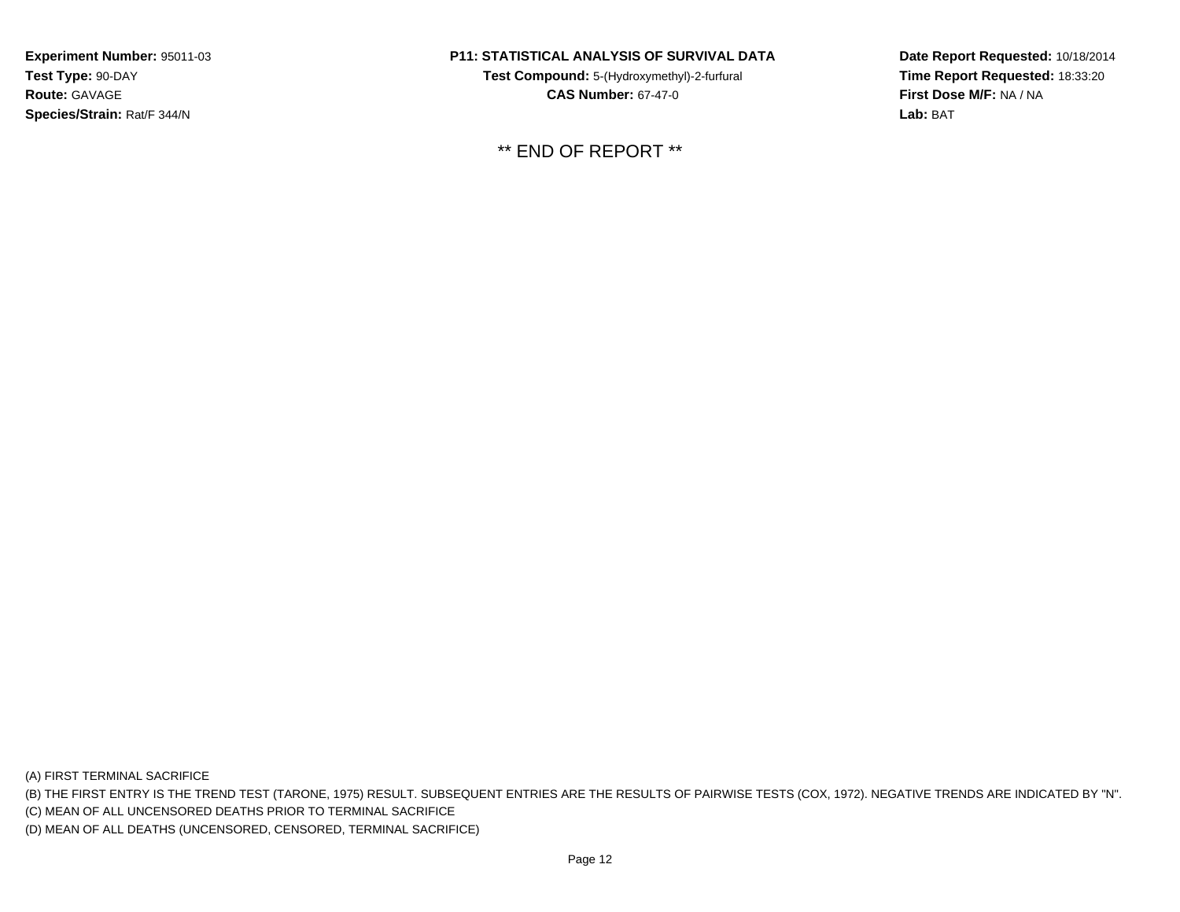**Experiment Number:** 95011-03
**Test Type:** 90-DAY
**Route:** GAVAGE
**Species/Strain:** Rat/F 344/N

**P11: STATISTICAL ANALYSIS OF SURVIVAL DATA**
**Test Compound:** 5-(Hydroxymethyl)-2-furfural
**CAS Number:** 67-47-0

**Date Report Requested:** 10/18/2014
**Time Report Requested:** 18:33:20
**First Dose M/F:** NA / NA
**Lab:** BAT

** END OF REPORT **

(A) FIRST TERMINAL SACRIFICE
(B) THE FIRST ENTRY IS THE TREND TEST (TARONE, 1975) RESULT. SUBSEQUENT ENTRIES ARE THE RESULTS OF PAIRWISE TESTS (COX, 1972). NEGATIVE TRENDS ARE INDICATED BY "N".
(C) MEAN OF ALL UNCENSORED DEATHS PRIOR TO TERMINAL SACRIFICE
(D) MEAN OF ALL DEATHS (UNCENSORED, CENSORED, TERMINAL SACRIFICE)